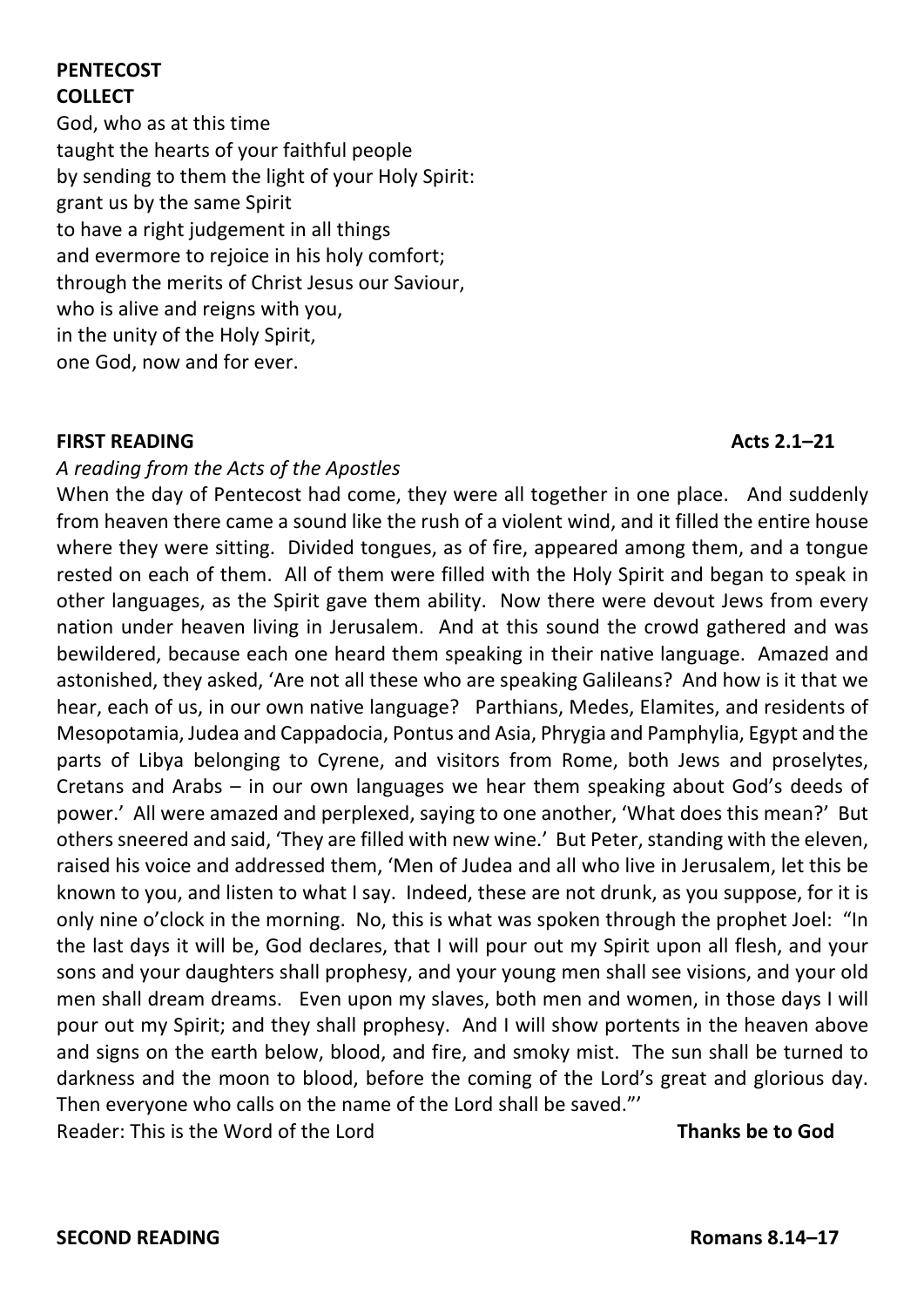**PENTECOST**
**COLLECT**

God, who as at this time
taught the hearts of your faithful people
by sending to them the light of your Holy Spirit:
grant us by the same Spirit
to have a right judgement in all things
and evermore to rejoice in his holy comfort;
through the merits of Christ Jesus our Saviour,
who is alive and reigns with you,
in the unity of the Holy Spirit,
one God, now and for ever.

**FIRST READING** **Acts 2.1–21**

*A reading from the Acts of the Apostles*

When the day of Pentecost had come, they were all together in one place. And suddenly from heaven there came a sound like the rush of a violent wind, and it filled the entire house where they were sitting. Divided tongues, as of fire, appeared among them, and a tongue rested on each of them. All of them were filled with the Holy Spirit and began to speak in other languages, as the Spirit gave them ability. Now there were devout Jews from every nation under heaven living in Jerusalem. And at this sound the crowd gathered and was bewildered, because each one heard them speaking in their native language. Amazed and astonished, they asked, 'Are not all these who are speaking Galileans? And how is it that we hear, each of us, in our own native language? Parthians, Medes, Elamites, and residents of Mesopotamia, Judea and Cappadocia, Pontus and Asia, Phrygia and Pamphylia, Egypt and the parts of Libya belonging to Cyrene, and visitors from Rome, both Jews and proselytes, Cretans and Arabs – in our own languages we hear them speaking about God's deeds of power.' All were amazed and perplexed, saying to one another, 'What does this mean?' But others sneered and said, 'They are filled with new wine.' But Peter, standing with the eleven, raised his voice and addressed them, 'Men of Judea and all who live in Jerusalem, let this be known to you, and listen to what I say. Indeed, these are not drunk, as you suppose, for it is only nine o'clock in the morning. No, this is what was spoken through the prophet Joel: "In the last days it will be, God declares, that I will pour out my Spirit upon all flesh, and your sons and your daughters shall prophesy, and your young men shall see visions, and your old men shall dream dreams. Even upon my slaves, both men and women, in those days I will pour out my Spirit; and they shall prophesy. And I will show portents in the heaven above and signs on the earth below, blood, and fire, and smoky mist. The sun shall be turned to darkness and the moon to blood, before the coming of the Lord's great and glorious day. Then everyone who calls on the name of the Lord shall be saved."'

Reader: This is the Word of the Lord **Thanks be to God**

**SECOND READING** **Romans 8.14–17**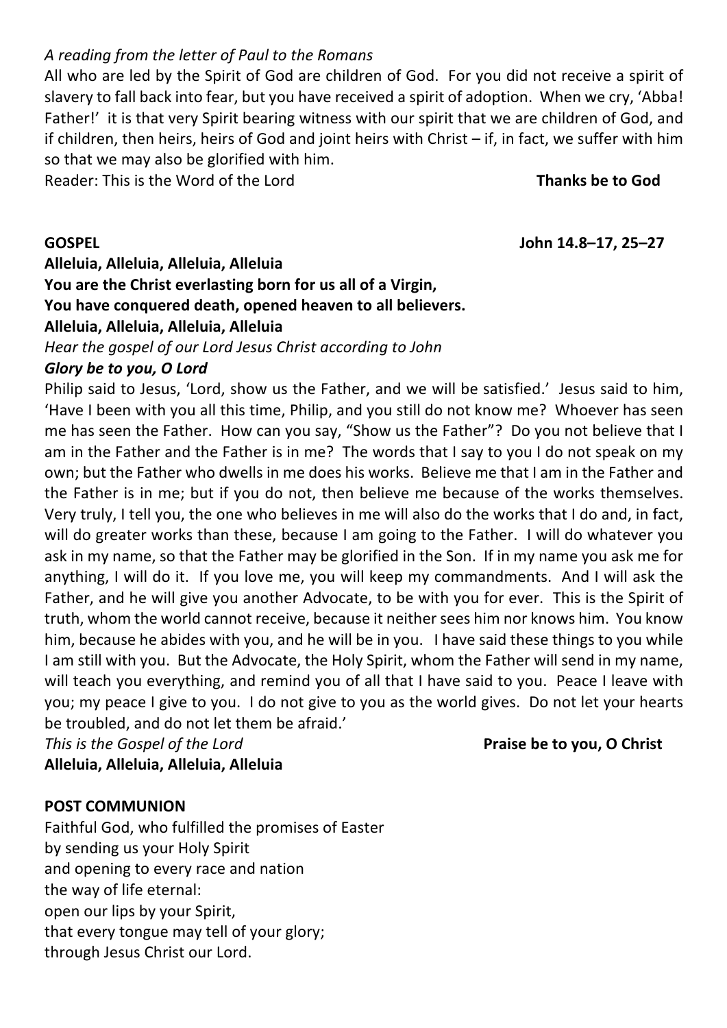*A reading from the letter of Paul to the Romans*

All who are led by the Spirit of God are children of God. For you did not receive a spirit of slavery to fall back into fear, but you have received a spirit of adoption. When we cry, 'Abba! Father!' it is that very Spirit bearing witness with our spirit that we are children of God, and if children, then heirs, heirs of God and joint heirs with Christ – if, in fact, we suffer with him so that we may also be glorified with him.

Reader: This is the Word of the Lord **Thanks be to God**

**GOSPEL** **John 14.8–17, 25–27**

**Alleluia, Alleluia, Alleluia, Alleluia**
**You are the Christ everlasting born for us all of a Virgin,**
**You have conquered death, opened heaven to all believers.**
**Alleluia, Alleluia, Alleluia, Alleluia**

*Hear the gospel of our Lord Jesus Christ according to John*
***Glory be to you, O Lord***

Philip said to Jesus, 'Lord, show us the Father, and we will be satisfied.' Jesus said to him, 'Have I been with you all this time, Philip, and you still do not know me? Whoever has seen me has seen the Father. How can you say, "Show us the Father"? Do you not believe that I am in the Father and the Father is in me? The words that I say to you I do not speak on my own; but the Father who dwells in me does his works. Believe me that I am in the Father and the Father is in me; but if you do not, then believe me because of the works themselves. Very truly, I tell you, the one who believes in me will also do the works that I do and, in fact, will do greater works than these, because I am going to the Father. I will do whatever you ask in my name, so that the Father may be glorified in the Son. If in my name you ask me for anything, I will do it. If you love me, you will keep my commandments. And I will ask the Father, and he will give you another Advocate, to be with you for ever. This is the Spirit of truth, whom the world cannot receive, because it neither sees him nor knows him. You know him, because he abides with you, and he will be in you. I have said these things to you while I am still with you. But the Advocate, the Holy Spirit, whom the Father will send in my name, will teach you everything, and remind you of all that I have said to you. Peace I leave with you; my peace I give to you. I do not give to you as the world gives. Do not let your hearts be troubled, and do not let them be afraid.'

*This is the Gospel of the Lord* **Praise be to you, O Christ**

**Alleluia, Alleluia, Alleluia, Alleluia**

**POST COMMUNION**

Faithful God, who fulfilled the promises of Easter
by sending us your Holy Spirit
and opening to every race and nation
the way of life eternal:
open our lips by your Spirit,
that every tongue may tell of your glory;
through Jesus Christ our Lord.